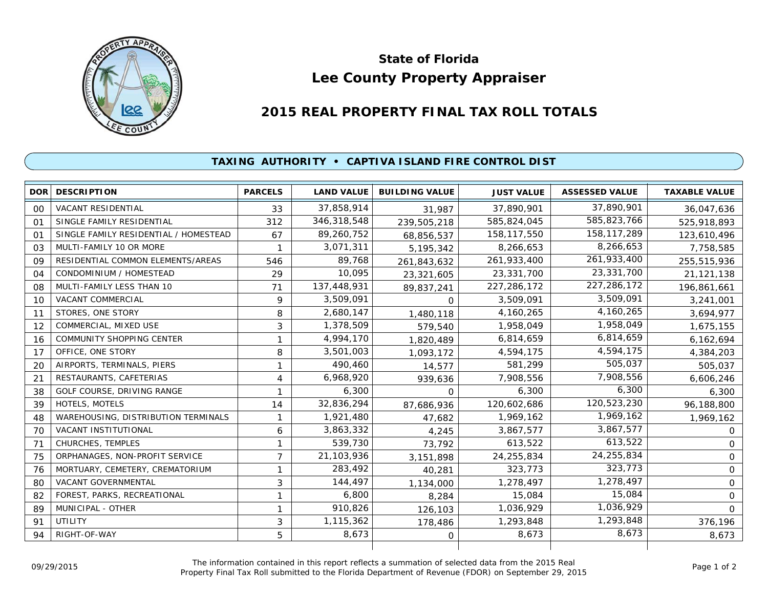# State of Florida

# Lee County Property Appraiser

## 2015 REAL PROPERTY FINAL TAX ROLL TOTALS

### TAXING AUTHORITY • CAPTIVA ISLAND FIRE CONTROL DIST

| DOR | DESCRIPTION | PARCELS | LAND VALUE | BUILDING VALUE | JUST VALUE | ASSESSED VALUE | TAXABLE VALUE |
|---|---|---|---|---|---|---|---|
| 00 | VACANT RESIDENTIAL | 33 | 37,858,914 | 31,987 | 37,890,901 | 37,890,901 | 36,047,636 |
| 01 | SINGLE FAMILY RESIDENTIAL | 312 | 346,318,548 | 239,505,218 | 585,824,045 | 585,823,766 | 525,918,893 |
| 01 | SINGLE FAMILY RESIDENTIAL / HOMESTEAD | 67 | 89,260,752 | 68,856,537 | 158,117,550 | 158,117,289 | 123,610,496 |
| 03 | MULTI-FAMILY 10 OR MORE | 1 | 3,071,311 | 5,195,342 | 8,266,653 | 8,266,653 | 7,758,585 |
| 09 | RESIDENTIAL COMMON ELEMENTS/AREAS | 546 | 89,768 | 261,843,632 | 261,933,400 | 261,933,400 | 255,515,936 |
| 04 | CONDOMINIUM / HOMESTEAD | 29 | 10,095 | 23,321,605 | 23,331,700 | 23,331,700 | 21,121,138 |
| 08 | MULTI-FAMILY LESS THAN 10 | 71 | 137,448,931 | 89,837,241 | 227,286,172 | 227,286,172 | 196,861,661 |
| 10 | VACANT COMMERCIAL | 9 | 3,509,091 | 0 | 3,509,091 | 3,509,091 | 3,241,001 |
| 11 | STORES, ONE STORY | 8 | 2,680,147 | 1,480,118 | 4,160,265 | 4,160,265 | 3,694,977 |
| 12 | COMMERCIAL, MIXED USE | 3 | 1,378,509 | 579,540 | 1,958,049 | 1,958,049 | 1,675,155 |
| 16 | COMMUNITY SHOPPING CENTER | 1 | 4,994,170 | 1,820,489 | 6,814,659 | 6,814,659 | 6,162,694 |
| 17 | OFFICE, ONE STORY | 8 | 3,501,003 | 1,093,172 | 4,594,175 | 4,594,175 | 4,384,203 |
| 20 | AIRPORTS, TERMINALS, PIERS | 1 | 490,460 | 14,577 | 581,299 | 505,037 | 505,037 |
| 21 | RESTAURANTS, CAFETERIAS | 4 | 6,968,920 | 939,636 | 7,908,556 | 7,908,556 | 6,606,246 |
| 38 | GOLF COURSE, DRIVING RANGE | 1 | 6,300 | 0 | 6,300 | 6,300 | 6,300 |
| 39 | HOTELS, MOTELS | 14 | 32,836,294 | 87,686,936 | 120,602,686 | 120,523,230 | 96,188,800 |
| 48 | WAREHOUSING, DISTRIBUTION TERMINALS | 1 | 1,921,480 | 47,682 | 1,969,162 | 1,969,162 | 1,969,162 |
| 70 | VACANT INSTITUTIONAL | 6 | 3,863,332 | 4,245 | 3,867,577 | 3,867,577 | 0 |
| 71 | CHURCHES, TEMPLES | 1 | 539,730 | 73,792 | 613,522 | 613,522 | 0 |
| 75 | ORPHANAGES, NON-PROFIT SERVICE | 7 | 21,103,936 | 3,151,898 | 24,255,834 | 24,255,834 | 0 |
| 76 | MORTUARY, CEMETERY, CREMATORIUM | 1 | 283,492 | 40,281 | 323,773 | 323,773 | 0 |
| 80 | VACANT GOVERNMENTAL | 3 | 144,497 | 1,134,000 | 1,278,497 | 1,278,497 | 0 |
| 82 | FOREST, PARKS, RECREATIONAL | 1 | 6,800 | 8,284 | 15,084 | 15,084 | 0 |
| 89 | MUNICIPAL - OTHER | 1 | 910,826 | 126,103 | 1,036,929 | 1,036,929 | 0 |
| 91 | UTILITY | 3 | 1,115,362 | 178,486 | 1,293,848 | 1,293,848 | 376,196 |
| 94 | RIGHT-OF-WAY | 5 | 8,673 | 0 | 8,673 | 8,673 | 8,673 |

09/29/2015

The information contained in this report reflects a summation of selected data from the 2015 Real Property Final Tax Roll submitted to the Florida Department of Revenue (FDOR) on September 29, 2015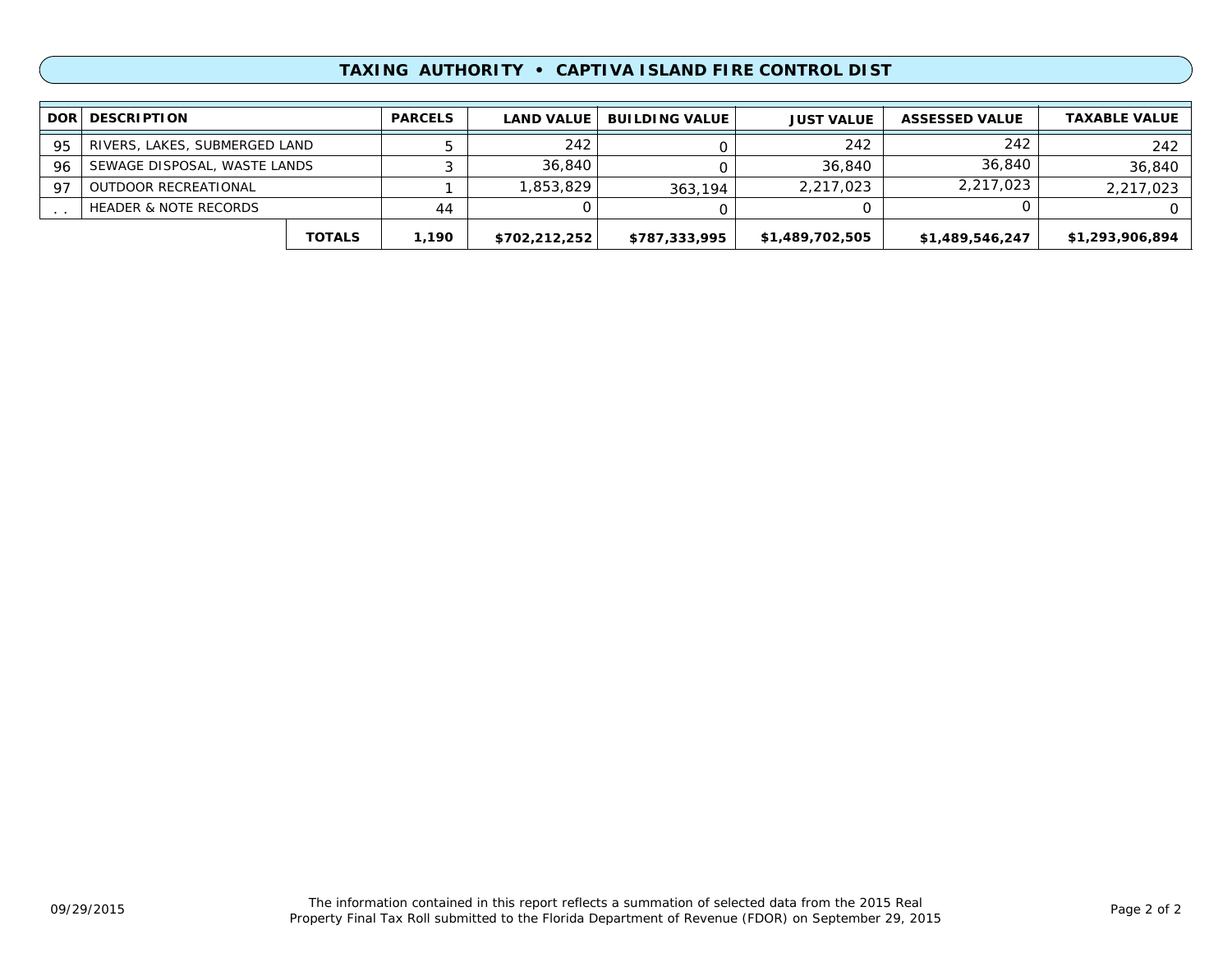## TAXING AUTHORITY • CAPTIVA ISLAND FIRE CONTROL DIST

| DOR | DESCRIPTION | PARCELS | LAND VALUE | BUILDING VALUE | JUST VALUE | ASSESSED VALUE | TAXABLE VALUE |
|---|---|---|---|---|---|---|---|
| 95 | RIVERS, LAKES, SUBMERGED LAND | 5 | 242 | 0 | 242 | 242 | 242 |
| 96 | SEWAGE DISPOSAL, WASTE LANDS | 3 | 36,840 | 0 | 36,840 | 36,840 | 36,840 |
| 97 | OUTDOOR RECREATIONAL | 1 | 1,853,829 | 363,194 | 2,217,023 | 2,217,023 | 2,217,023 |
| . . | HEADER & NOTE RECORDS | 44 | 0 | 0 | 0 | 0 | 0 |
| | **TOTALS** | **1,190** | **$702,212,252** | **$787,333,995** | **$1,489,702,505** | **$1,489,546,247** | **$1,293,906,894** |

09/29/2015

The information contained in this report reflects a summation of selected data from the 2015 Real Property Final Tax Roll submitted to the Florida Department of Revenue (FDOR) on September 29, 2015